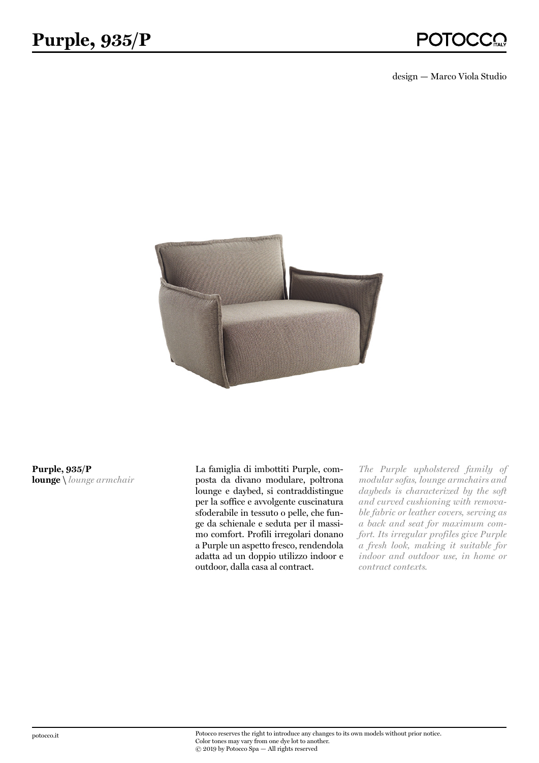# Purple, 935/P

design — Marco Viola Studio

**Purple, 935/P**
**lounge** \ *lounge armchair*

La famiglia di imbottiti Purple, composta da divano modulare, poltrona lounge e daybed, si contraddistingue per la soffice e avvolgente cuscinatura sfoderabile in tessuto o pelle, che funge da schienale e seduta per il massimo comfort. Profili irregolari donano a Purple un aspetto fresco, rendendola adatta ad un doppio utilizzo indoor e outdoor, dalla casa al contract.

*The Purple upholstered family of modular sofas, lounge armchairs and daybeds is characterized by the soft and curved cushioning with removable fabric or leather covers, serving as a back and seat for maximum comfort. Its irregular profiles give Purple a fresh look, making it suitable for indoor and outdoor use, in home or contract contexts.*

potocco.it

Potocco reserves the right to introduce any changes to its own models without prior notice.
Color tones may vary from one dye lot to another.
© 2019 by Potocco Spa — All rights reserved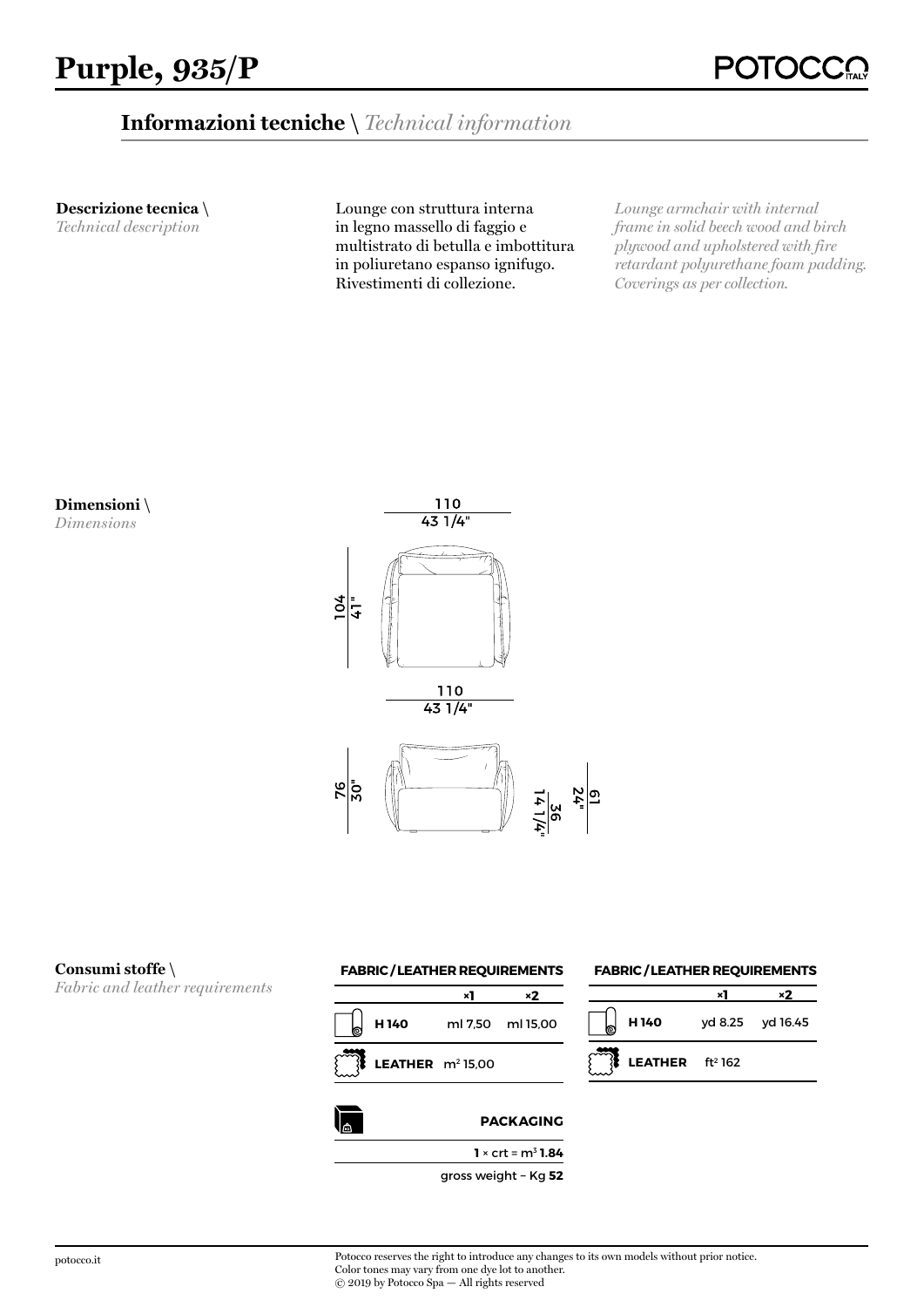# Purple, 935/P

## Informazioni tecniche \ *Technical information*

**Descrizione tecnica \**
*Technical description*

Lounge con struttura interna in legno massello di faggio e multistrato di betulla e imbottitura in poliuretano espanso ignifugo. Rivestimenti di collezione.

*Lounge armchair with internal frame in solid beech wood and birch plywood and upholstered with fire retardant polyurethane foam padding. Coverings as per collection.*

**Dimensioni \**
*Dimensions*

110
43 1/4"

104
41"

110
43 1/4"

76
30"

36
14 1/4"

61
24"

**Consumi stoffe \**
*Fabric and leather requirements*

| FABRIC / LEATHER REQUIREMENTS | ×1 | ×2 |
|---|---|---|
| H 140 | ml 7,50 | ml 15,00 |
| LEATHER | m² 15,00 | |

| FABRIC / LEATHER REQUIREMENTS | ×1 | ×2 |
|---|---|---|
| H 140 | yd 8.25 | yd 16.45 |
| LEATHER | ft² 162 | |

**PACKAGING**

**1** × crt = m³ **1.84**

gross weight – Kg **52**

potocco.it

Potocco reserves the right to introduce any changes to its own models without prior notice.
Color tones may vary from one dye lot to another.
© 2019 by Potocco Spa — All rights reserved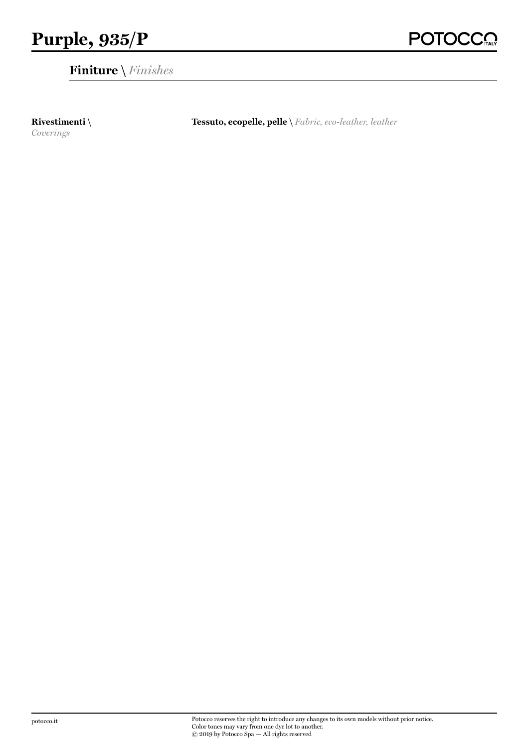# Purple, 935/P

## **Finiture** \ *Finishes*

| **Rivestimenti** \ *Coverings* | **Tessuto, ecopelle, pelle** \ *Fabric, eco-leather, leather* |
|---|---|

potocco.it

Potocco reserves the right to introduce any changes to its own models without prior notice.
Color tones may vary from one dye lot to another.
© 2019 by Potocco Spa — All rights reserved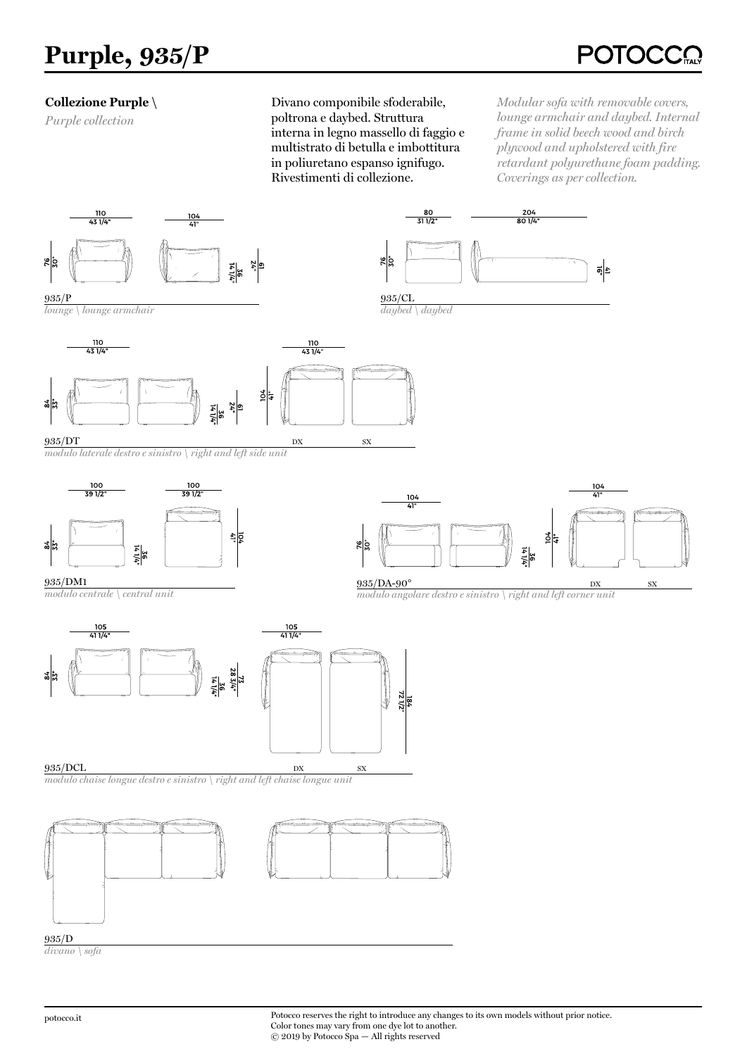# Purple, 935/P

POTOCCO ITALY

**Collezione Purple** \
*Purple collection*

Divano componibile sfoderabile, poltrona e daybed. Struttura interna in legno massello di faggio e multistrato di betulla e imbottitura in poliuretano espanso ignifugo. Rivestimenti di collezione.

*Modular sofa with removable covers, lounge armchair and daybed. Internal frame in solid beech wood and birch plywood and upholstered with fire retardant polyurethane foam padding. Coverings as per collection.*

110
43 1/4"
104
41"
76
30"
36
14 1/4"
61
24"

935/P
*lounge \ lounge armchair*

80
31 1/2"
204
80 1/4"
76
30"
41
16"

935/CL
*daybed \ daybed*

110
43 1/4"
110
43 1/4"
84
33"
36
14 1/4"
61
24"
104
41"
DX SX

935/DT
*modulo laterale destro e sinistro \ right and left side unit*

100
39 1/2"
100
39 1/2"
84
33"
36
14 1/4"
104
41"

935/DM1
*modulo centrale \ central unit*

104
41"
104
41"
76
30"
36
14 1/4"
104
41"
DX SX

935/DA-90°
*modulo angolare destro e sinistro \ right and left corner unit*

105
41 1/4"
105
41 1/4"
84
33"
36
14 1/4"
73
28 3/4"
184
72 1/2"
DX SX

935/DCL
*modulo chaise longue destro e sinistro \ right and left chaise longue unit*

935/D
*divano \ sofa*

potocco.it

Potocco reserves the right to introduce any changes to its own models without prior notice.
Color tones may vary from one dye lot to another.
© 2019 by Potocco Spa — All rights reserved